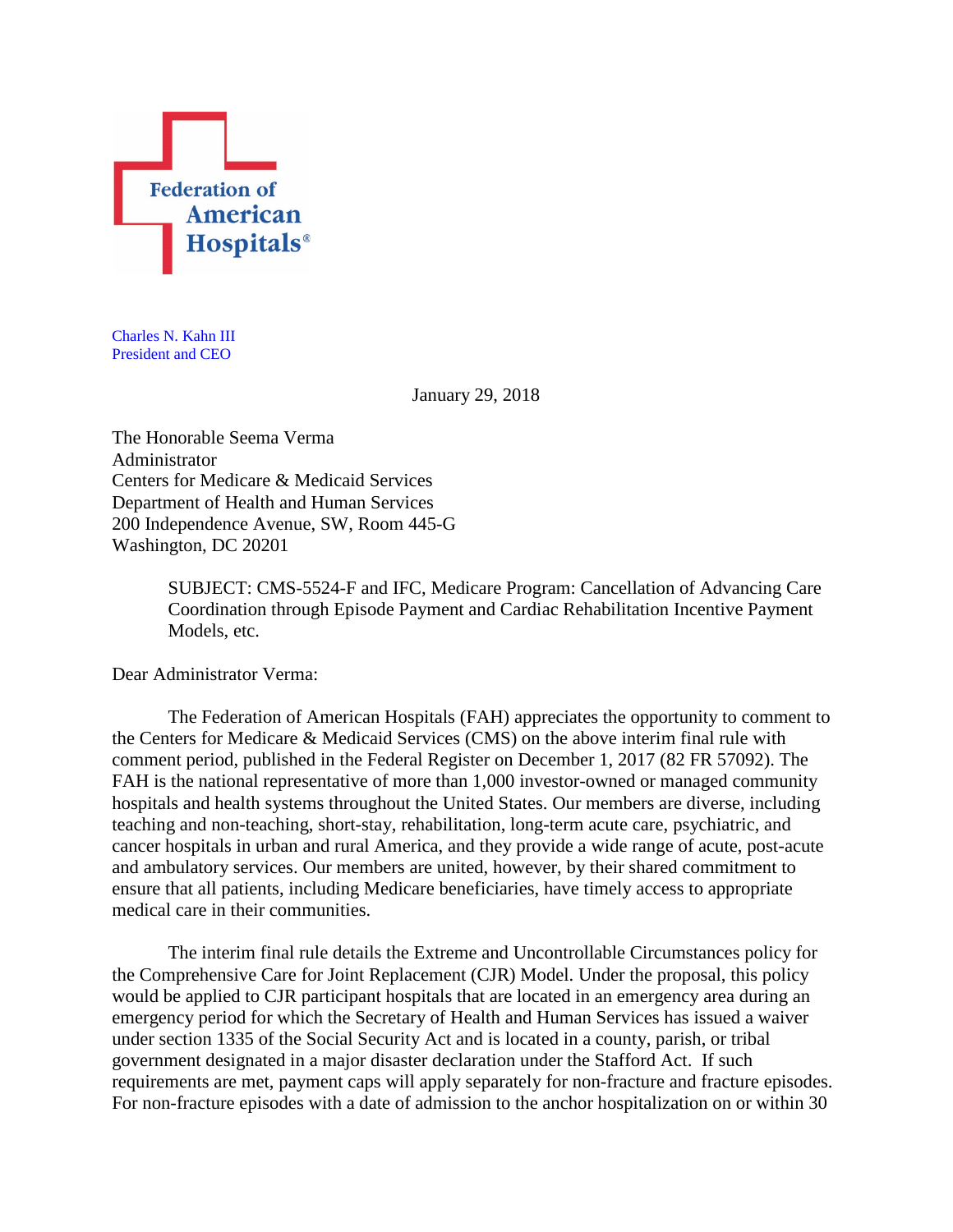Federation of American Hospitals®

Charles N. Kahn III
President and CEO

January 29, 2018

The Honorable Seema Verma
Administrator
Centers for Medicare & Medicaid Services
Department of Health and Human Services
200 Independence Avenue, SW, Room 445-G
Washington, DC 20201

> SUBJECT: CMS-5524-F and IFC, Medicare Program: Cancellation of Advancing Care Coordination through Episode Payment and Cardiac Rehabilitation Incentive Payment Models, etc.

Dear Administrator Verma:

The Federation of American Hospitals (FAH) appreciates the opportunity to comment to the Centers for Medicare & Medicaid Services (CMS) on the above interim final rule with comment period, published in the Federal Register on December 1, 2017 (82 FR 57092). The FAH is the national representative of more than 1,000 investor-owned or managed community hospitals and health systems throughout the United States. Our members are diverse, including teaching and non-teaching, short-stay, rehabilitation, long-term acute care, psychiatric, and cancer hospitals in urban and rural America, and they provide a wide range of acute, post-acute and ambulatory services. Our members are united, however, by their shared commitment to ensure that all patients, including Medicare beneficiaries, have timely access to appropriate medical care in their communities.

The interim final rule details the Extreme and Uncontrollable Circumstances policy for the Comprehensive Care for Joint Replacement (CJR) Model. Under the proposal, this policy would be applied to CJR participant hospitals that are located in an emergency area during an emergency period for which the Secretary of Health and Human Services has issued a waiver under section 1335 of the Social Security Act and is located in a county, parish, or tribal government designated in a major disaster declaration under the Stafford Act. If such requirements are met, payment caps will apply separately for non-fracture and fracture episodes. For non-fracture episodes with a date of admission to the anchor hospitalization on or within 30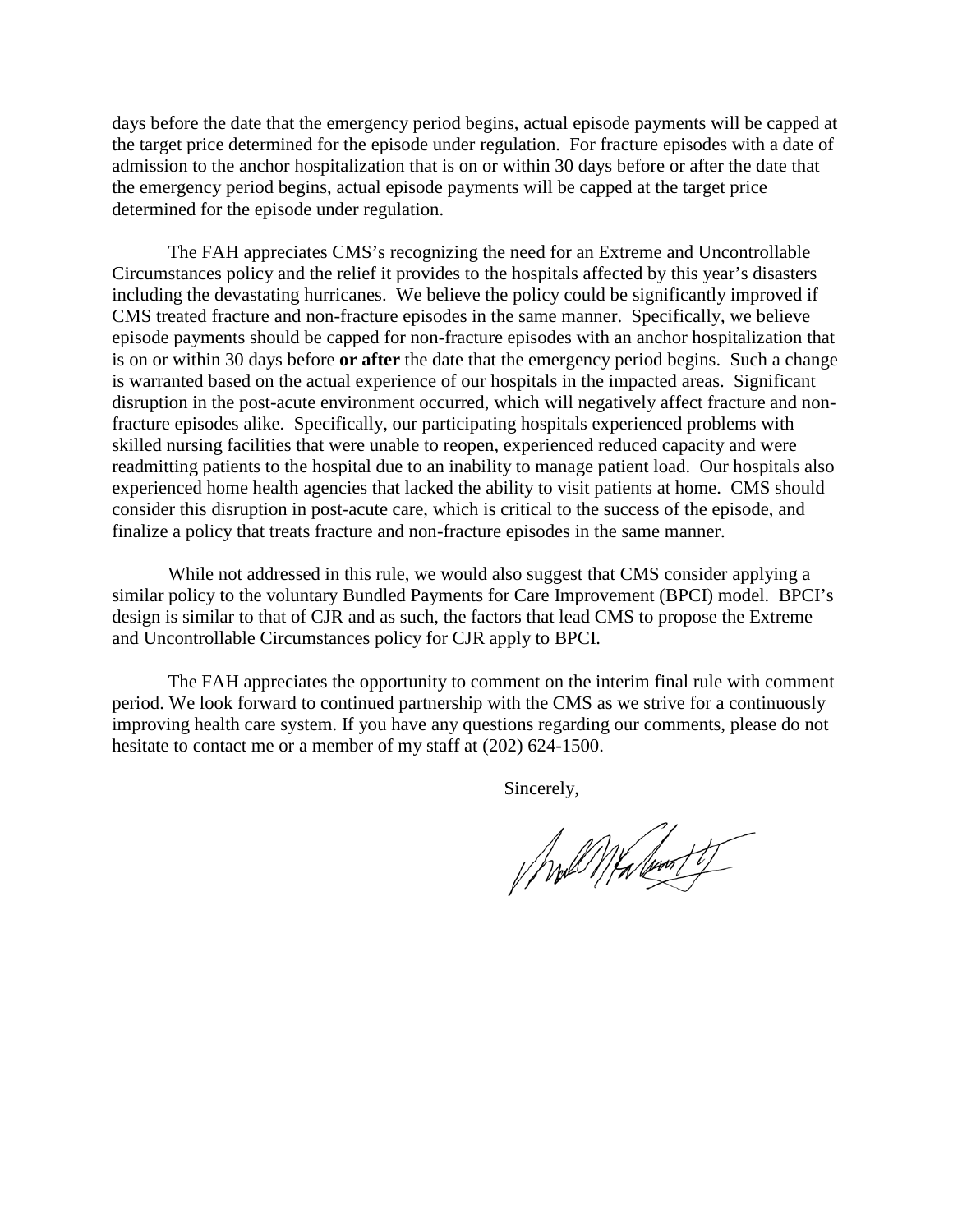days before the date that the emergency period begins, actual episode payments will be capped at the target price determined for the episode under regulation. For fracture episodes with a date of admission to the anchor hospitalization that is on or within 30 days before or after the date that the emergency period begins, actual episode payments will be capped at the target price determined for the episode under regulation.

The FAH appreciates CMS's recognizing the need for an Extreme and Uncontrollable Circumstances policy and the relief it provides to the hospitals affected by this year's disasters including the devastating hurricanes. We believe the policy could be significantly improved if CMS treated fracture and non-fracture episodes in the same manner. Specifically, we believe episode payments should be capped for non-fracture episodes with an anchor hospitalization that is on or within 30 days before **or after** the date that the emergency period begins. Such a change is warranted based on the actual experience of our hospitals in the impacted areas. Significant disruption in the post-acute environment occurred, which will negatively affect fracture and non-fracture episodes alike. Specifically, our participating hospitals experienced problems with skilled nursing facilities that were unable to reopen, experienced reduced capacity and were readmitting patients to the hospital due to an inability to manage patient load. Our hospitals also experienced home health agencies that lacked the ability to visit patients at home. CMS should consider this disruption in post-acute care, which is critical to the success of the episode, and finalize a policy that treats fracture and non-fracture episodes in the same manner.

While not addressed in this rule, we would also suggest that CMS consider applying a similar policy to the voluntary Bundled Payments for Care Improvement (BPCI) model. BPCI's design is similar to that of CJR and as such, the factors that lead CMS to propose the Extreme and Uncontrollable Circumstances policy for CJR apply to BPCI.

The FAH appreciates the opportunity to comment on the interim final rule with comment period. We look forward to continued partnership with the CMS as we strive for a continuously improving health care system. If you have any questions regarding our comments, please do not hesitate to contact me or a member of my staff at (202) 624-1500.

Sincerely,